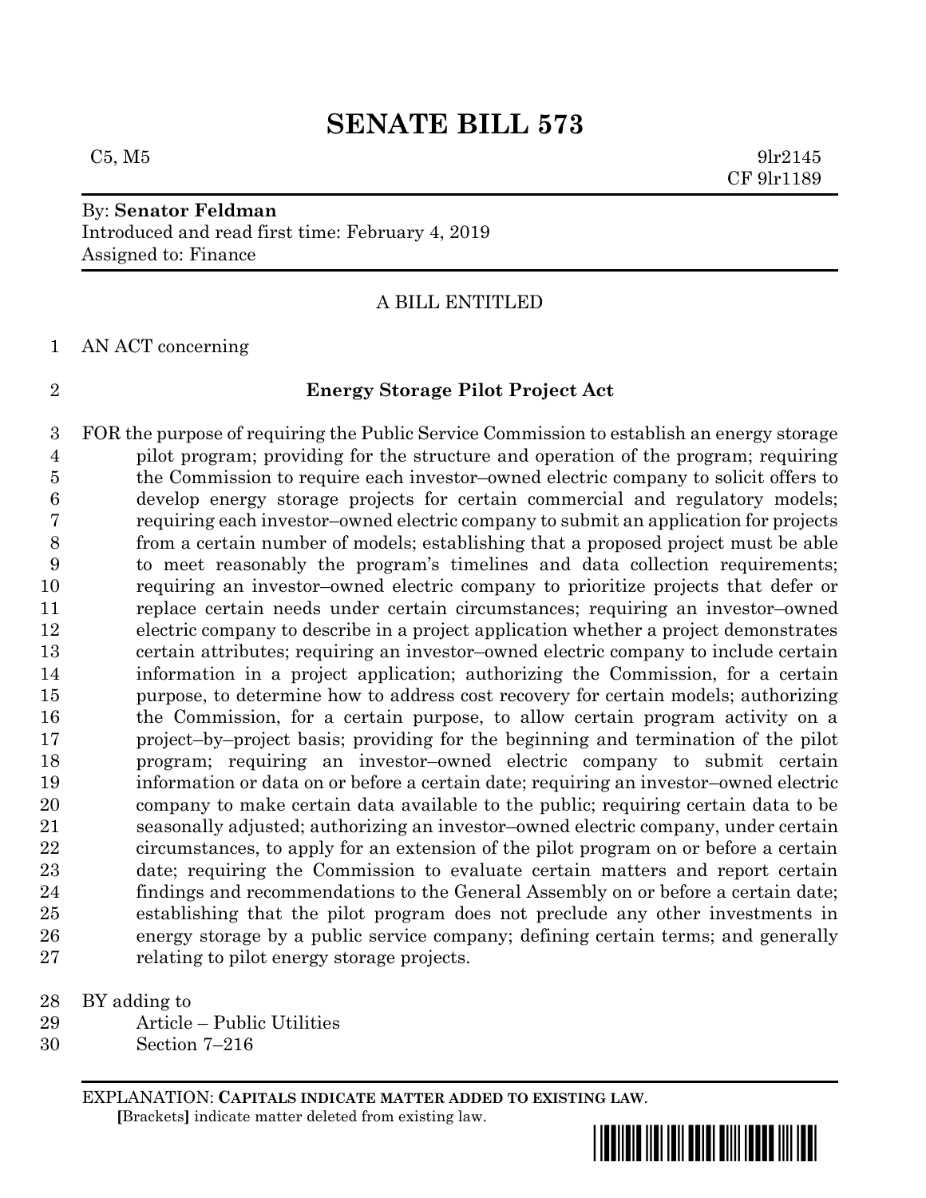# SENATE BILL 573

C5, M5 9lr2145
CF 9lr1189

By: **Senator Feldman**
Introduced and read first time: February 4, 2019
Assigned to: Finance

A BILL ENTITLED

AN ACT concerning

**Energy Storage Pilot Project Act**

FOR the purpose of requiring the Public Service Commission to establish an energy storage pilot program; providing for the structure and operation of the program; requiring the Commission to require each investor–owned electric company to solicit offers to develop energy storage projects for certain commercial and regulatory models; requiring each investor–owned electric company to submit an application for projects from a certain number of models; establishing that a proposed project must be able to meet reasonably the program's timelines and data collection requirements; requiring an investor–owned electric company to prioritize projects that defer or replace certain needs under certain circumstances; requiring an investor–owned electric company to describe in a project application whether a project demonstrates certain attributes; requiring an investor–owned electric company to include certain information in a project application; authorizing the Commission, for a certain purpose, to determine how to address cost recovery for certain models; authorizing the Commission, for a certain purpose, to allow certain program activity on a project–by–project basis; providing for the beginning and termination of the pilot program; requiring an investor–owned electric company to submit certain information or data on or before a certain date; requiring an investor–owned electric company to make certain data available to the public; requiring certain data to be seasonally adjusted; authorizing an investor–owned electric company, under certain circumstances, to apply for an extension of the pilot program on or before a certain date; requiring the Commission to evaluate certain matters and report certain findings and recommendations to the General Assembly on or before a certain date; establishing that the pilot program does not preclude any other investments in energy storage by a public service company; defining certain terms; and generally relating to pilot energy storage projects.

BY adding to
Article – Public Utilities
Section 7–216

EXPLANATION: **CAPITALS INDICATE MATTER ADDED TO EXISTING LAW.**
**[**Brackets**]** indicate matter deleted from existing law.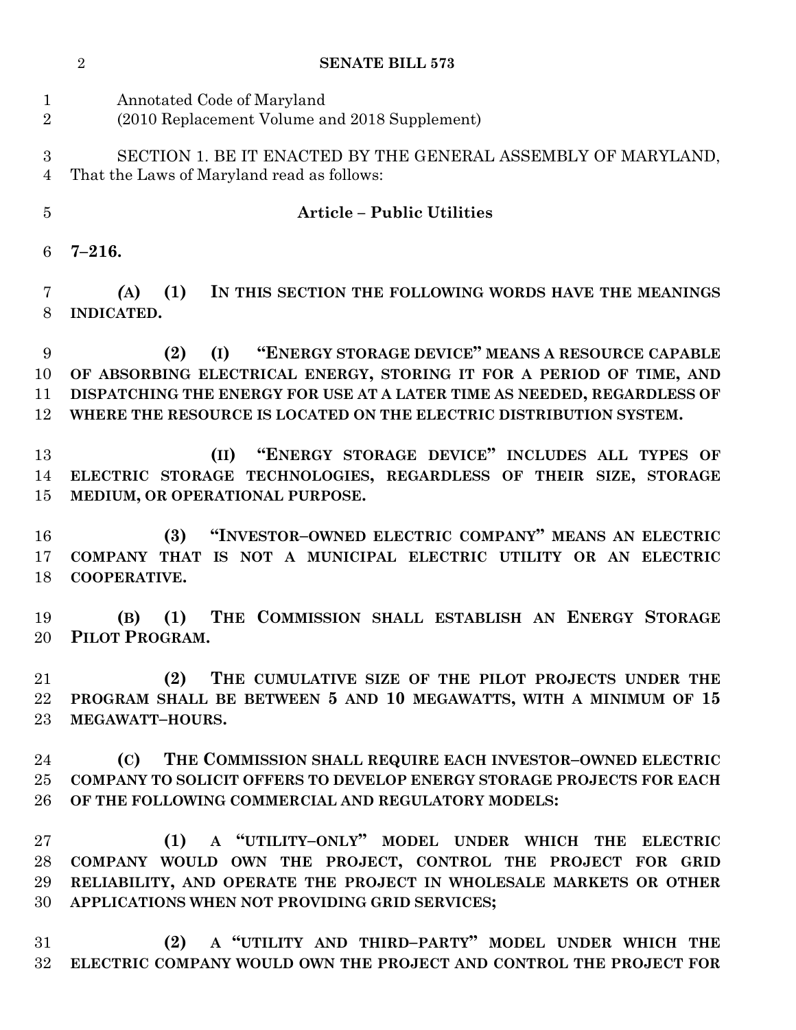Annotated Code of Maryland
(2010 Replacement Volume and 2018 Supplement)

SECTION 1. BE IT ENACTED BY THE GENERAL ASSEMBLY OF MARYLAND, That the Laws of Maryland read as follows:

**Article – Public Utilities**

**7–216.**

**(A) (1) IN THIS SECTION THE FOLLOWING WORDS HAVE THE MEANINGS INDICATED.**

**(2) (I) "ENERGY STORAGE DEVICE" MEANS A RESOURCE CAPABLE OF ABSORBING ELECTRICAL ENERGY, STORING IT FOR A PERIOD OF TIME, AND DISPATCHING THE ENERGY FOR USE AT A LATER TIME AS NEEDED, REGARDLESS OF WHERE THE RESOURCE IS LOCATED ON THE ELECTRIC DISTRIBUTION SYSTEM.**

**(II) "ENERGY STORAGE DEVICE" INCLUDES ALL TYPES OF ELECTRIC STORAGE TECHNOLOGIES, REGARDLESS OF THEIR SIZE, STORAGE MEDIUM, OR OPERATIONAL PURPOSE.**

**(3) "INVESTOR–OWNED ELECTRIC COMPANY" MEANS AN ELECTRIC COMPANY THAT IS NOT A MUNICIPAL ELECTRIC UTILITY OR AN ELECTRIC COOPERATIVE.**

**(B) (1) THE COMMISSION SHALL ESTABLISH AN ENERGY STORAGE PILOT PROGRAM.**

**(2) THE CUMULATIVE SIZE OF THE PILOT PROJECTS UNDER THE PROGRAM SHALL BE BETWEEN 5 AND 10 MEGAWATTS, WITH A MINIMUM OF 15 MEGAWATT–HOURS.**

**(C) THE COMMISSION SHALL REQUIRE EACH INVESTOR–OWNED ELECTRIC COMPANY TO SOLICIT OFFERS TO DEVELOP ENERGY STORAGE PROJECTS FOR EACH OF THE FOLLOWING COMMERCIAL AND REGULATORY MODELS:**

**(1) A "UTILITY–ONLY" MODEL UNDER WHICH THE ELECTRIC COMPANY WOULD OWN THE PROJECT, CONTROL THE PROJECT FOR GRID RELIABILITY, AND OPERATE THE PROJECT IN WHOLESALE MARKETS OR OTHER APPLICATIONS WHEN NOT PROVIDING GRID SERVICES;**

**(2) A "UTILITY AND THIRD–PARTY" MODEL UNDER WHICH THE ELECTRIC COMPANY WOULD OWN THE PROJECT AND CONTROL THE PROJECT FOR**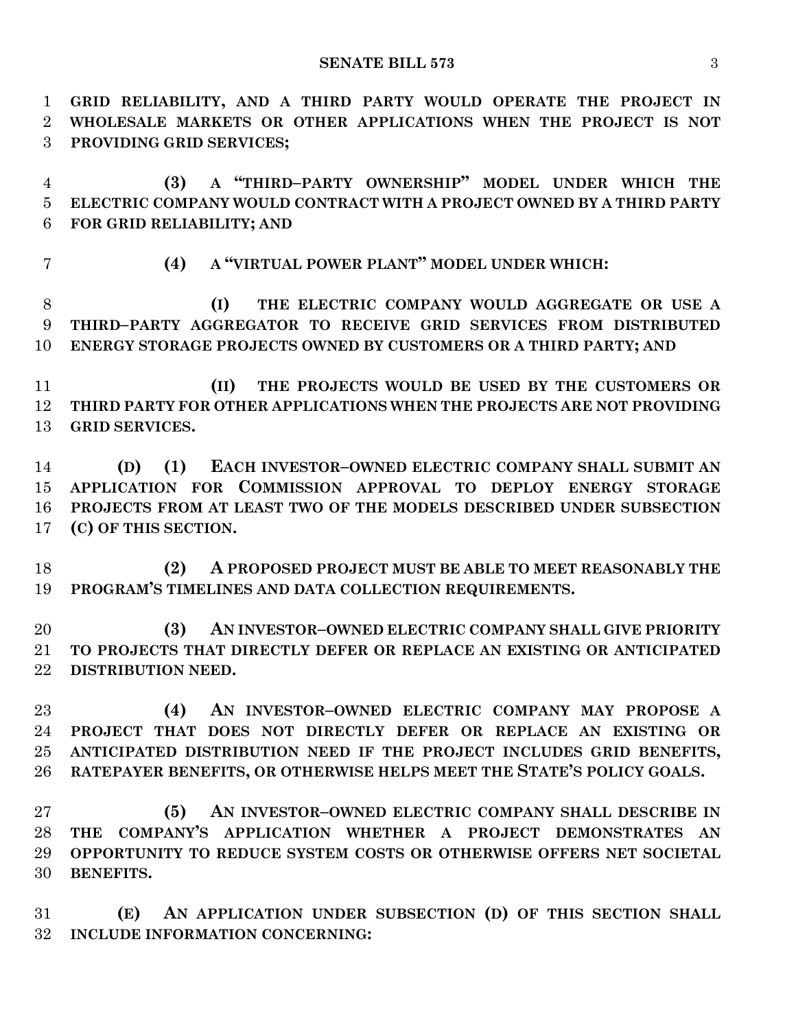**GRID RELIABILITY, AND A THIRD PARTY WOULD OPERATE THE PROJECT IN WHOLESALE MARKETS OR OTHER APPLICATIONS WHEN THE PROJECT IS NOT PROVIDING GRID SERVICES;**

**(3) A "THIRD–PARTY OWNERSHIP" MODEL UNDER WHICH THE ELECTRIC COMPANY WOULD CONTRACT WITH A PROJECT OWNED BY A THIRD PARTY FOR GRID RELIABILITY; AND**

**(4) A "VIRTUAL POWER PLANT" MODEL UNDER WHICH:**

**(I) THE ELECTRIC COMPANY WOULD AGGREGATE OR USE A THIRD–PARTY AGGREGATOR TO RECEIVE GRID SERVICES FROM DISTRIBUTED ENERGY STORAGE PROJECTS OWNED BY CUSTOMERS OR A THIRD PARTY; AND**

**(II) THE PROJECTS WOULD BE USED BY THE CUSTOMERS OR THIRD PARTY FOR OTHER APPLICATIONS WHEN THE PROJECTS ARE NOT PROVIDING GRID SERVICES.**

**(D) (1) EACH INVESTOR–OWNED ELECTRIC COMPANY SHALL SUBMIT AN APPLICATION FOR COMMISSION APPROVAL TO DEPLOY ENERGY STORAGE PROJECTS FROM AT LEAST TWO OF THE MODELS DESCRIBED UNDER SUBSECTION (C) OF THIS SECTION.**

**(2) A PROPOSED PROJECT MUST BE ABLE TO MEET REASONABLY THE PROGRAM'S TIMELINES AND DATA COLLECTION REQUIREMENTS.**

**(3) AN INVESTOR–OWNED ELECTRIC COMPANY SHALL GIVE PRIORITY TO PROJECTS THAT DIRECTLY DEFER OR REPLACE AN EXISTING OR ANTICIPATED DISTRIBUTION NEED.**

**(4) AN INVESTOR–OWNED ELECTRIC COMPANY MAY PROPOSE A PROJECT THAT DOES NOT DIRECTLY DEFER OR REPLACE AN EXISTING OR ANTICIPATED DISTRIBUTION NEED IF THE PROJECT INCLUDES GRID BENEFITS, RATEPAYER BENEFITS, OR OTHERWISE HELPS MEET THE STATE'S POLICY GOALS.**

**(5) AN INVESTOR–OWNED ELECTRIC COMPANY SHALL DESCRIBE IN THE COMPANY'S APPLICATION WHETHER A PROJECT DEMONSTRATES AN OPPORTUNITY TO REDUCE SYSTEM COSTS OR OTHERWISE OFFERS NET SOCIETAL BENEFITS.**

**(E) AN APPLICATION UNDER SUBSECTION (D) OF THIS SECTION SHALL INCLUDE INFORMATION CONCERNING:**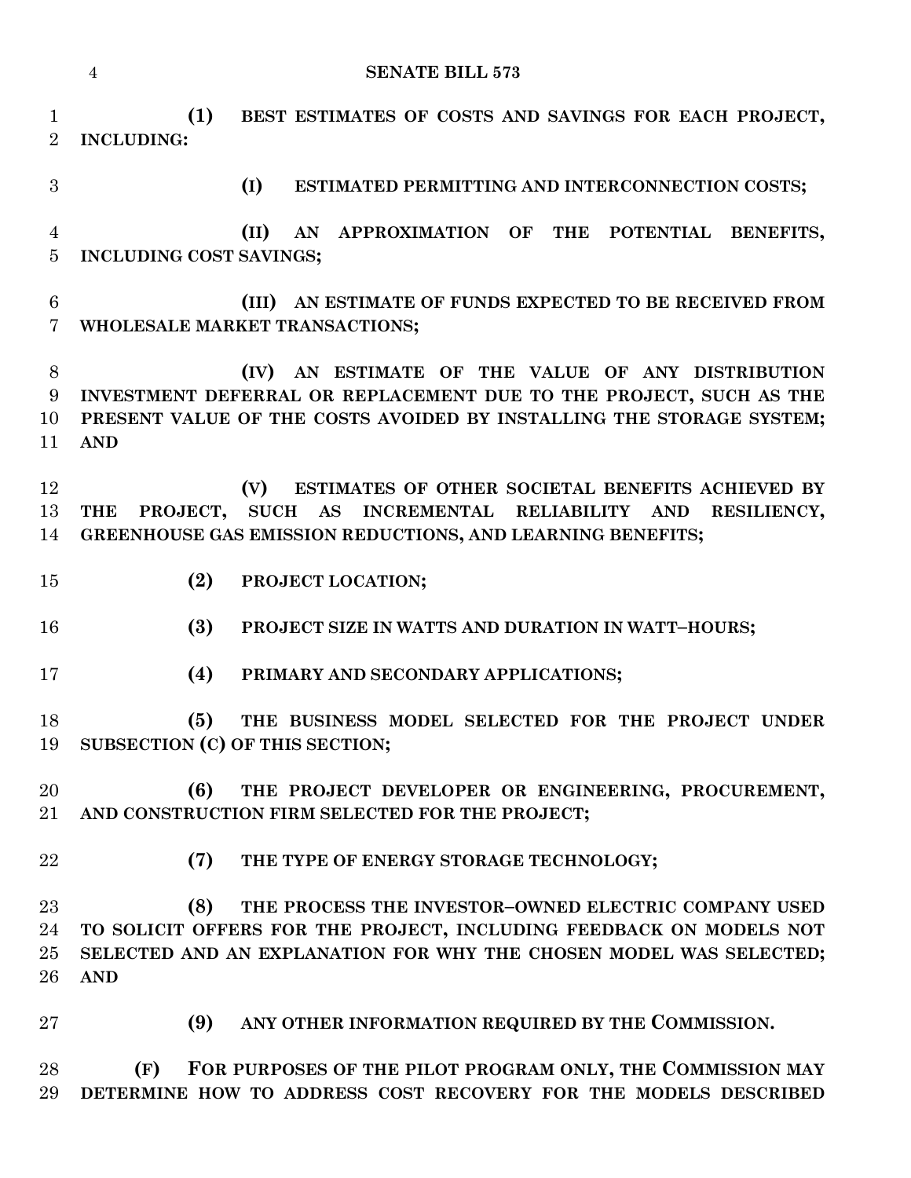**(1) BEST ESTIMATES OF COSTS AND SAVINGS FOR EACH PROJECT, INCLUDING:**

**(I) ESTIMATED PERMITTING AND INTERCONNECTION COSTS;**

**(II) AN APPROXIMATION OF THE POTENTIAL BENEFITS, INCLUDING COST SAVINGS;**

**(III) AN ESTIMATE OF FUNDS EXPECTED TO BE RECEIVED FROM WHOLESALE MARKET TRANSACTIONS;**

**(IV) AN ESTIMATE OF THE VALUE OF ANY DISTRIBUTION INVESTMENT DEFERRAL OR REPLACEMENT DUE TO THE PROJECT, SUCH AS THE PRESENT VALUE OF THE COSTS AVOIDED BY INSTALLING THE STORAGE SYSTEM; AND**

**(V) ESTIMATES OF OTHER SOCIETAL BENEFITS ACHIEVED BY THE PROJECT, SUCH AS INCREMENTAL RELIABILITY AND RESILIENCY, GREENHOUSE GAS EMISSION REDUCTIONS, AND LEARNING BENEFITS;**

**(2) PROJECT LOCATION;**

**(3) PROJECT SIZE IN WATTS AND DURATION IN WATT–HOURS;**

**(4) PRIMARY AND SECONDARY APPLICATIONS;**

**(5) THE BUSINESS MODEL SELECTED FOR THE PROJECT UNDER SUBSECTION (C) OF THIS SECTION;**

**(6) THE PROJECT DEVELOPER OR ENGINEERING, PROCUREMENT, AND CONSTRUCTION FIRM SELECTED FOR THE PROJECT;**

**(7) THE TYPE OF ENERGY STORAGE TECHNOLOGY;**

**(8) THE PROCESS THE INVESTOR–OWNED ELECTRIC COMPANY USED TO SOLICIT OFFERS FOR THE PROJECT, INCLUDING FEEDBACK ON MODELS NOT SELECTED AND AN EXPLANATION FOR WHY THE CHOSEN MODEL WAS SELECTED; AND**

**(9) ANY OTHER INFORMATION REQUIRED BY THE COMMISSION.**

**(F) FOR PURPOSES OF THE PILOT PROGRAM ONLY, THE COMMISSION MAY DETERMINE HOW TO ADDRESS COST RECOVERY FOR THE MODELS DESCRIBED**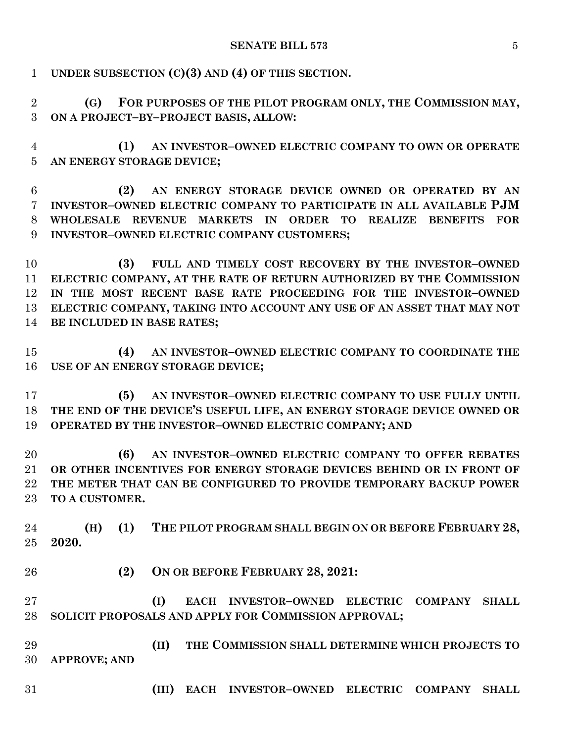**UNDER SUBSECTION (C)(3) AND (4) OF THIS SECTION.**

**(G) FOR PURPOSES OF THE PILOT PROGRAM ONLY, THE COMMISSION MAY, ON A PROJECT–BY–PROJECT BASIS, ALLOW:**

**(1) AN INVESTOR–OWNED ELECTRIC COMPANY TO OWN OR OPERATE AN ENERGY STORAGE DEVICE;**

**(2) AN ENERGY STORAGE DEVICE OWNED OR OPERATED BY AN INVESTOR–OWNED ELECTRIC COMPANY TO PARTICIPATE IN ALL AVAILABLE PJM WHOLESALE REVENUE MARKETS IN ORDER TO REALIZE BENEFITS FOR INVESTOR–OWNED ELECTRIC COMPANY CUSTOMERS;**

**(3) FULL AND TIMELY COST RECOVERY BY THE INVESTOR–OWNED ELECTRIC COMPANY, AT THE RATE OF RETURN AUTHORIZED BY THE COMMISSION IN THE MOST RECENT BASE RATE PROCEEDING FOR THE INVESTOR–OWNED ELECTRIC COMPANY, TAKING INTO ACCOUNT ANY USE OF AN ASSET THAT MAY NOT BE INCLUDED IN BASE RATES;**

**(4) AN INVESTOR–OWNED ELECTRIC COMPANY TO COORDINATE THE USE OF AN ENERGY STORAGE DEVICE;**

**(5) AN INVESTOR–OWNED ELECTRIC COMPANY TO USE FULLY UNTIL THE END OF THE DEVICE'S USEFUL LIFE, AN ENERGY STORAGE DEVICE OWNED OR OPERATED BY THE INVESTOR–OWNED ELECTRIC COMPANY; AND**

**(6) AN INVESTOR–OWNED ELECTRIC COMPANY TO OFFER REBATES OR OTHER INCENTIVES FOR ENERGY STORAGE DEVICES BEHIND OR IN FRONT OF THE METER THAT CAN BE CONFIGURED TO PROVIDE TEMPORARY BACKUP POWER TO A CUSTOMER.**

**(H) (1) THE PILOT PROGRAM SHALL BEGIN ON OR BEFORE FEBRUARY 28, 2020.**

**(2) ON OR BEFORE FEBRUARY 28, 2021:**

**(I) EACH INVESTOR–OWNED ELECTRIC COMPANY SHALL SOLICIT PROPOSALS AND APPLY FOR COMMISSION APPROVAL;**

**(II) THE COMMISSION SHALL DETERMINE WHICH PROJECTS TO APPROVE; AND**

**(III) EACH INVESTOR–OWNED ELECTRIC COMPANY SHALL**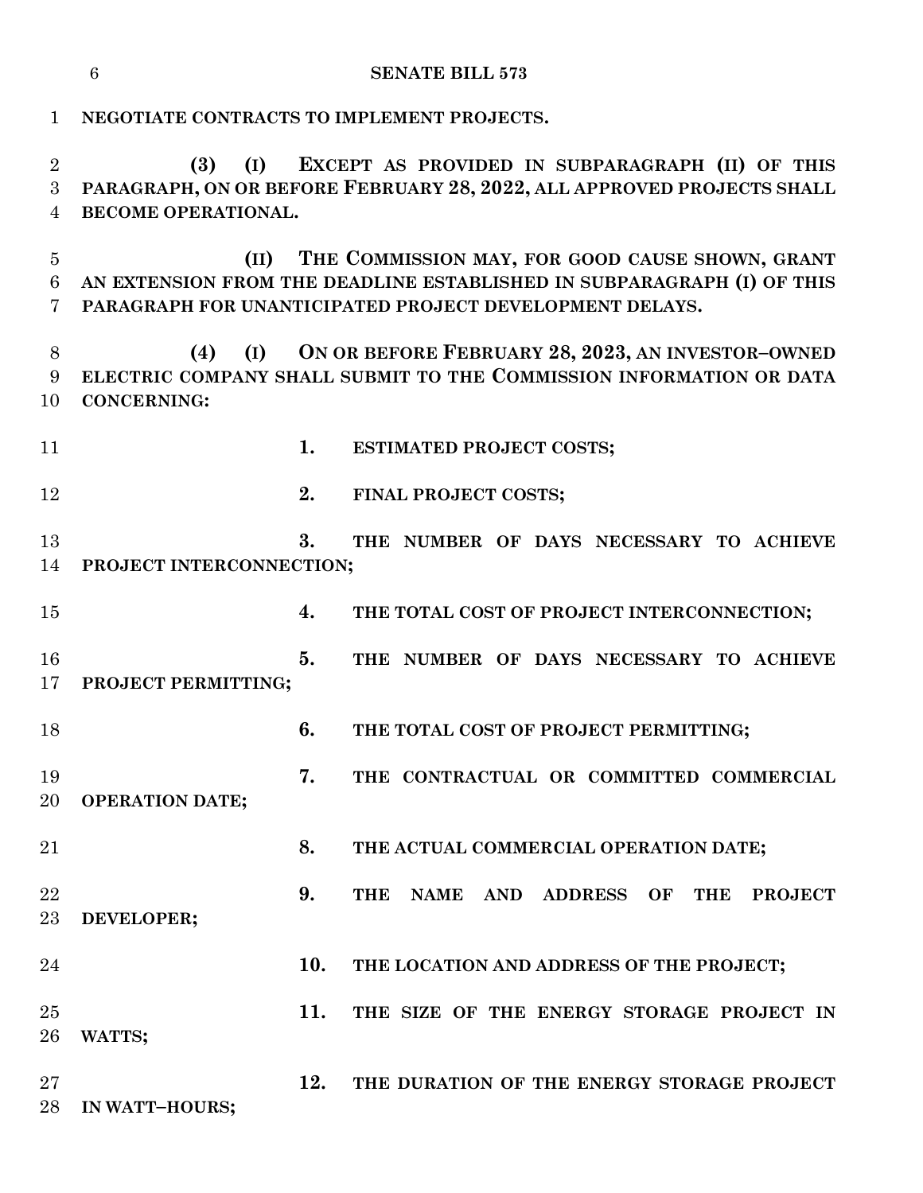**NEGOTIATE CONTRACTS TO IMPLEMENT PROJECTS.**

**(3) (I) EXCEPT AS PROVIDED IN SUBPARAGRAPH (II) OF THIS PARAGRAPH, ON OR BEFORE FEBRUARY 28, 2022, ALL APPROVED PROJECTS SHALL BECOME OPERATIONAL.**

**(II) THE COMMISSION MAY, FOR GOOD CAUSE SHOWN, GRANT AN EXTENSION FROM THE DEADLINE ESTABLISHED IN SUBPARAGRAPH (I) OF THIS PARAGRAPH FOR UNANTICIPATED PROJECT DEVELOPMENT DELAYS.**

**(4) (I) ON OR BEFORE FEBRUARY 28, 2023, AN INVESTOR–OWNED ELECTRIC COMPANY SHALL SUBMIT TO THE COMMISSION INFORMATION OR DATA CONCERNING:**

**1. ESTIMATED PROJECT COSTS;**

**2. FINAL PROJECT COSTS;**

**3. THE NUMBER OF DAYS NECESSARY TO ACHIEVE PROJECT INTERCONNECTION;**

**4. THE TOTAL COST OF PROJECT INTERCONNECTION;**

**5. THE NUMBER OF DAYS NECESSARY TO ACHIEVE PROJECT PERMITTING;**

**6. THE TOTAL COST OF PROJECT PERMITTING;**

**7. THE CONTRACTUAL OR COMMITTED COMMERCIAL OPERATION DATE;**

**8. THE ACTUAL COMMERCIAL OPERATION DATE;**

**9. THE NAME AND ADDRESS OF THE PROJECT DEVELOPER;**

**10. THE LOCATION AND ADDRESS OF THE PROJECT;**

**11. THE SIZE OF THE ENERGY STORAGE PROJECT IN WATTS;**

**12. THE DURATION OF THE ENERGY STORAGE PROJECT IN WATT–HOURS;**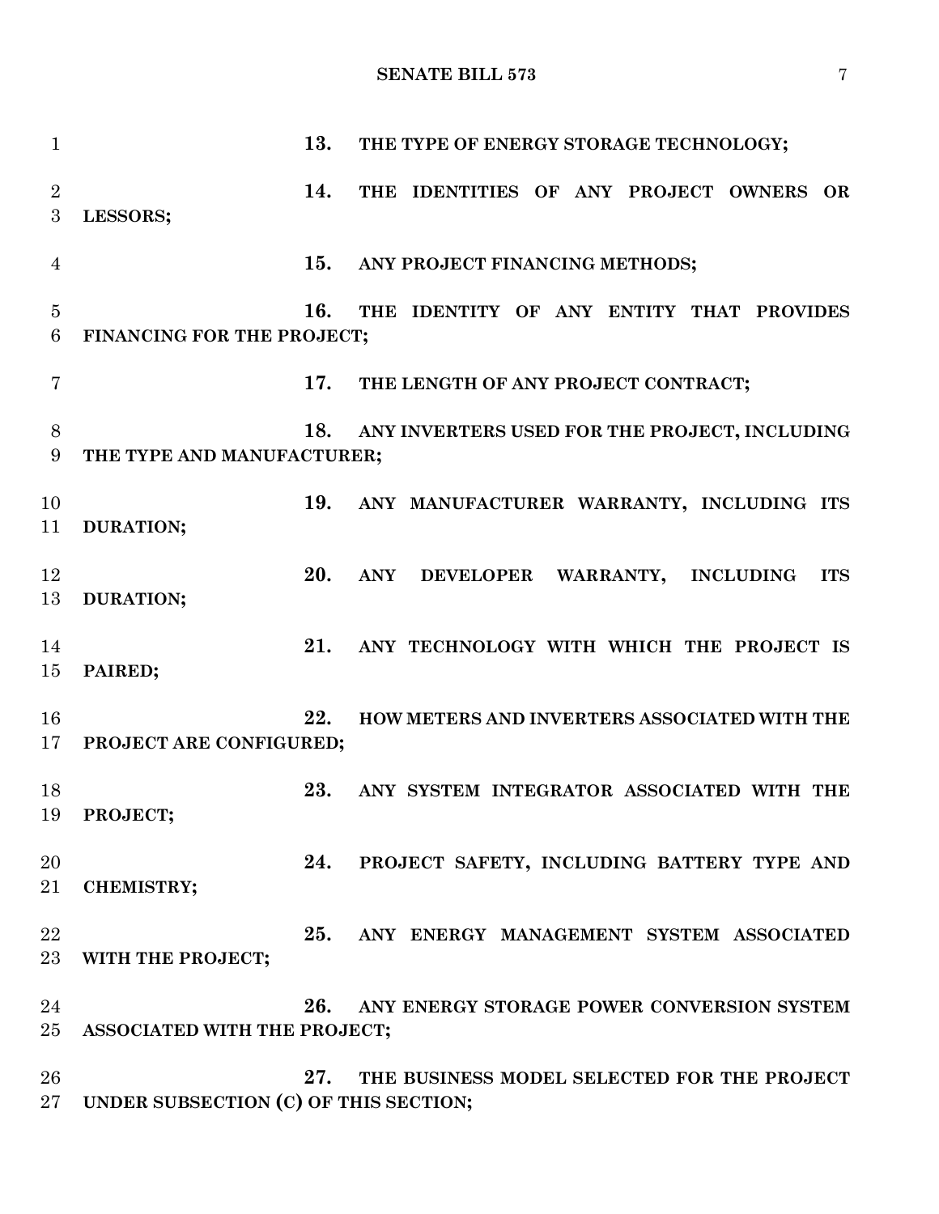**13. THE TYPE OF ENERGY STORAGE TECHNOLOGY;**

**14. THE IDENTITIES OF ANY PROJECT OWNERS OR LESSORS;**

**15. ANY PROJECT FINANCING METHODS;**

**16. THE IDENTITY OF ANY ENTITY THAT PROVIDES FINANCING FOR THE PROJECT;**

**17. THE LENGTH OF ANY PROJECT CONTRACT;**

**18. ANY INVERTERS USED FOR THE PROJECT, INCLUDING THE TYPE AND MANUFACTURER;**

**19. ANY MANUFACTURER WARRANTY, INCLUDING ITS DURATION;**

**20. ANY DEVELOPER WARRANTY, INCLUDING ITS DURATION;**

**21. ANY TECHNOLOGY WITH WHICH THE PROJECT IS PAIRED;**

**22. HOW METERS AND INVERTERS ASSOCIATED WITH THE PROJECT ARE CONFIGURED;**

**23. ANY SYSTEM INTEGRATOR ASSOCIATED WITH THE PROJECT;**

**24. PROJECT SAFETY, INCLUDING BATTERY TYPE AND CHEMISTRY;**

**25. ANY ENERGY MANAGEMENT SYSTEM ASSOCIATED WITH THE PROJECT;**

**26. ANY ENERGY STORAGE POWER CONVERSION SYSTEM ASSOCIATED WITH THE PROJECT;**

**27. THE BUSINESS MODEL SELECTED FOR THE PROJECT UNDER SUBSECTION (C) OF THIS SECTION;**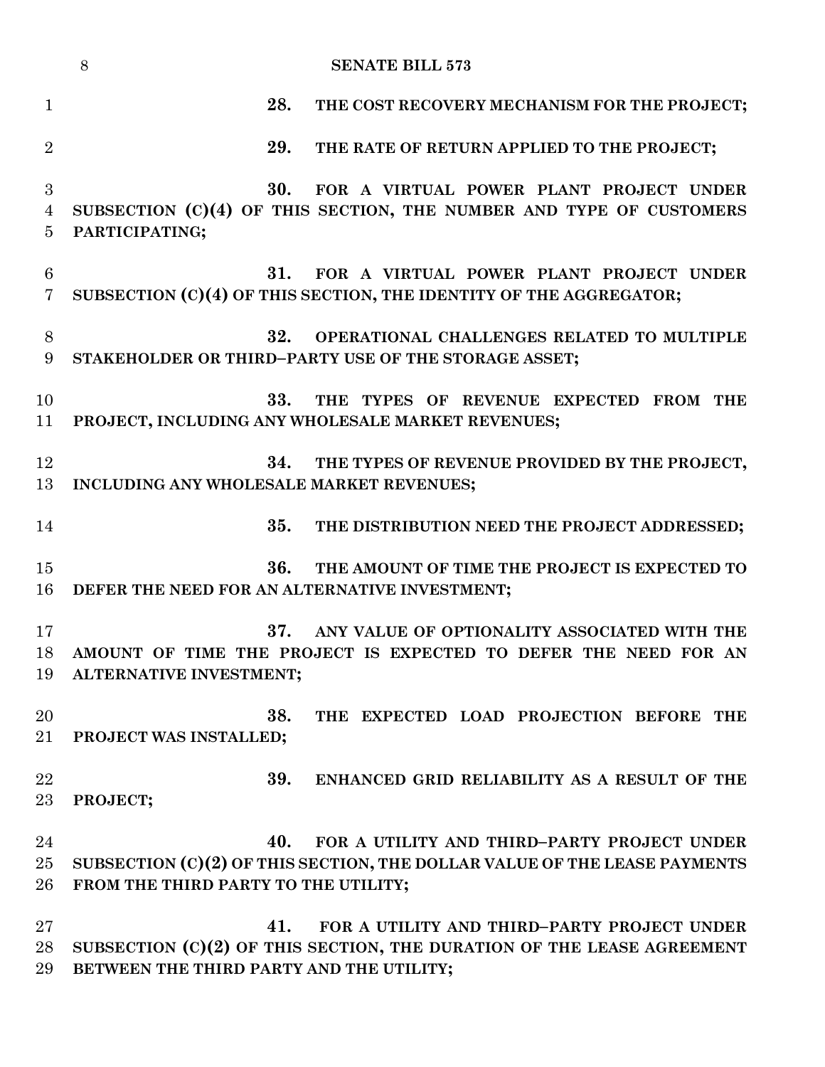**28. THE COST RECOVERY MECHANISM FOR THE PROJECT;**

**29. THE RATE OF RETURN APPLIED TO THE PROJECT;**

**30. FOR A VIRTUAL POWER PLANT PROJECT UNDER SUBSECTION (C)(4) OF THIS SECTION, THE NUMBER AND TYPE OF CUSTOMERS PARTICIPATING;**

**31. FOR A VIRTUAL POWER PLANT PROJECT UNDER SUBSECTION (C)(4) OF THIS SECTION, THE IDENTITY OF THE AGGREGATOR;**

**32. OPERATIONAL CHALLENGES RELATED TO MULTIPLE STAKEHOLDER OR THIRD–PARTY USE OF THE STORAGE ASSET;**

**33. THE TYPES OF REVENUE EXPECTED FROM THE PROJECT, INCLUDING ANY WHOLESALE MARKET REVENUES;**

**34. THE TYPES OF REVENUE PROVIDED BY THE PROJECT, INCLUDING ANY WHOLESALE MARKET REVENUES;**

**35. THE DISTRIBUTION NEED THE PROJECT ADDRESSED;**

**36. THE AMOUNT OF TIME THE PROJECT IS EXPECTED TO DEFER THE NEED FOR AN ALTERNATIVE INVESTMENT;**

**37. ANY VALUE OF OPTIONALITY ASSOCIATED WITH THE AMOUNT OF TIME THE PROJECT IS EXPECTED TO DEFER THE NEED FOR AN ALTERNATIVE INVESTMENT;**

**38. THE EXPECTED LOAD PROJECTION BEFORE THE PROJECT WAS INSTALLED;**

**39. ENHANCED GRID RELIABILITY AS A RESULT OF THE PROJECT;**

**40. FOR A UTILITY AND THIRD–PARTY PROJECT UNDER SUBSECTION (C)(2) OF THIS SECTION, THE DOLLAR VALUE OF THE LEASE PAYMENTS FROM THE THIRD PARTY TO THE UTILITY;**

**41. FOR A UTILITY AND THIRD–PARTY PROJECT UNDER SUBSECTION (C)(2) OF THIS SECTION, THE DURATION OF THE LEASE AGREEMENT BETWEEN THE THIRD PARTY AND THE UTILITY;**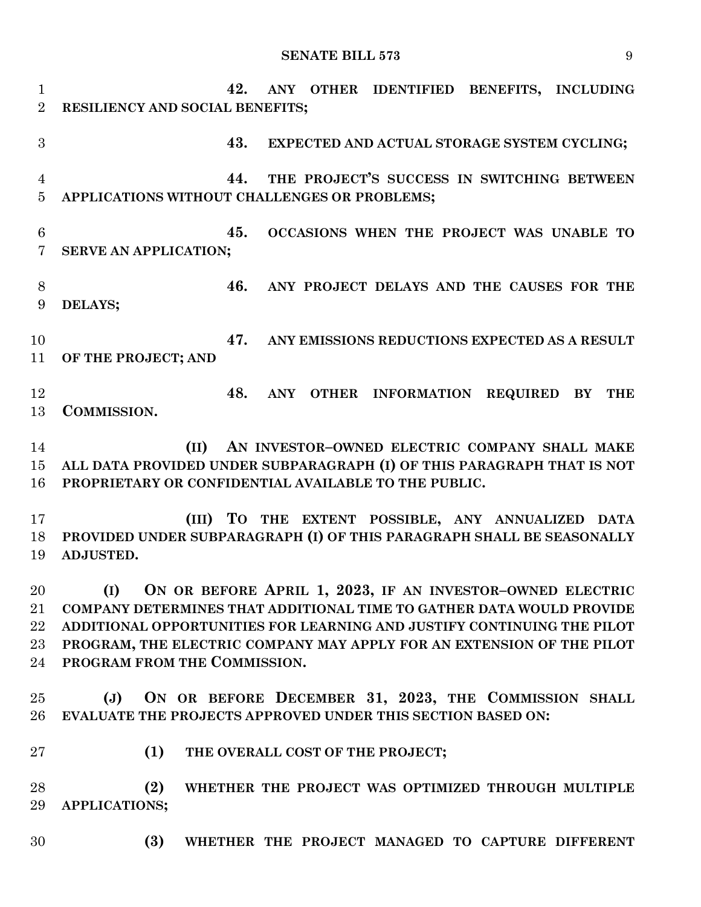42. ANY OTHER IDENTIFIED BENEFITS, INCLUDING RESILIENCY AND SOCIAL BENEFITS;

43. EXPECTED AND ACTUAL STORAGE SYSTEM CYCLING;

44. THE PROJECT'S SUCCESS IN SWITCHING BETWEEN APPLICATIONS WITHOUT CHALLENGES OR PROBLEMS;

45. OCCASIONS WHEN THE PROJECT WAS UNABLE TO SERVE AN APPLICATION;

46. ANY PROJECT DELAYS AND THE CAUSES FOR THE DELAYS;

47. ANY EMISSIONS REDUCTIONS EXPECTED AS A RESULT OF THE PROJECT; AND

48. ANY OTHER INFORMATION REQUIRED BY THE COMMISSION.

(II) AN INVESTOR–OWNED ELECTRIC COMPANY SHALL MAKE ALL DATA PROVIDED UNDER SUBPARAGRAPH (I) OF THIS PARAGRAPH THAT IS NOT PROPRIETARY OR CONFIDENTIAL AVAILABLE TO THE PUBLIC.

(III) TO THE EXTENT POSSIBLE, ANY ANNUALIZED DATA PROVIDED UNDER SUBPARAGRAPH (I) OF THIS PARAGRAPH SHALL BE SEASONALLY ADJUSTED.

(I) ON OR BEFORE APRIL 1, 2023, IF AN INVESTOR–OWNED ELECTRIC COMPANY DETERMINES THAT ADDITIONAL TIME TO GATHER DATA WOULD PROVIDE ADDITIONAL OPPORTUNITIES FOR LEARNING AND JUSTIFY CONTINUING THE PILOT PROGRAM, THE ELECTRIC COMPANY MAY APPLY FOR AN EXTENSION OF THE PILOT PROGRAM FROM THE COMMISSION.

(J) ON OR BEFORE DECEMBER 31, 2023, THE COMMISSION SHALL EVALUATE THE PROJECTS APPROVED UNDER THIS SECTION BASED ON:

(1) THE OVERALL COST OF THE PROJECT;

(2) WHETHER THE PROJECT WAS OPTIMIZED THROUGH MULTIPLE APPLICATIONS;

(3) WHETHER THE PROJECT MANAGED TO CAPTURE DIFFERENT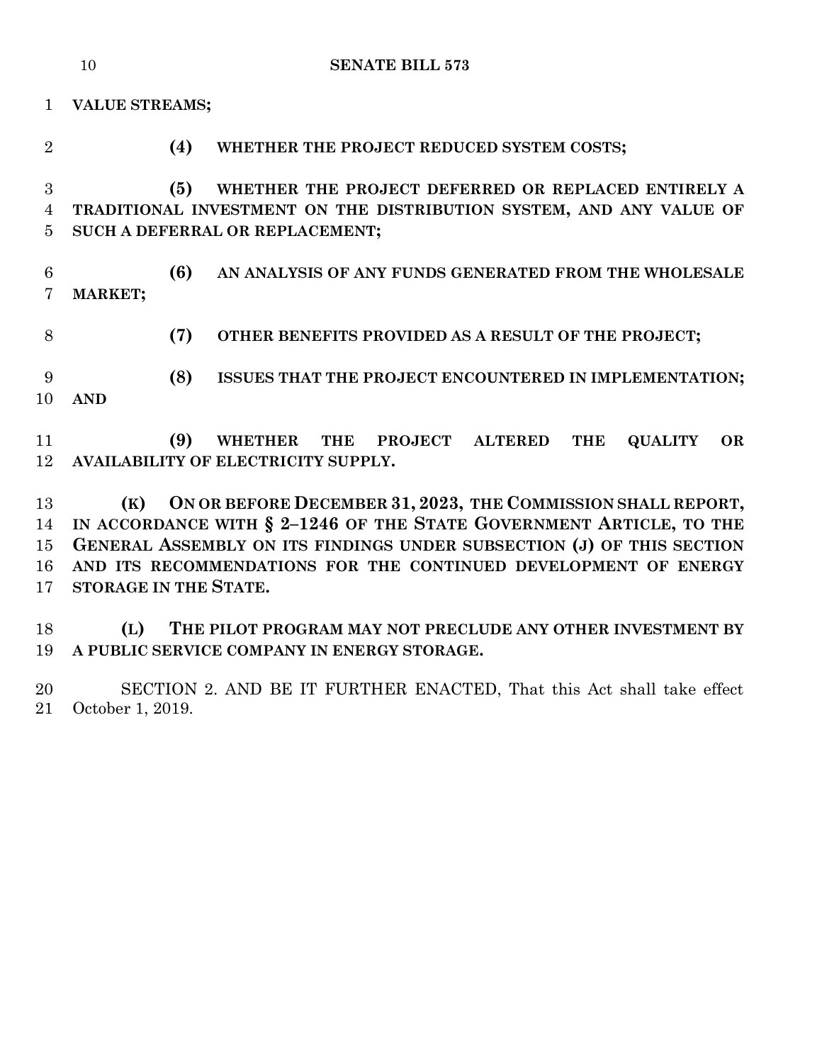**VALUE STREAMS;**

**(4) WHETHER THE PROJECT REDUCED SYSTEM COSTS;**

**(5) WHETHER THE PROJECT DEFERRED OR REPLACED ENTIRELY A TRADITIONAL INVESTMENT ON THE DISTRIBUTION SYSTEM, AND ANY VALUE OF SUCH A DEFERRAL OR REPLACEMENT;**

**(6) AN ANALYSIS OF ANY FUNDS GENERATED FROM THE WHOLESALE MARKET;**

**(7) OTHER BENEFITS PROVIDED AS A RESULT OF THE PROJECT;**

**(8) ISSUES THAT THE PROJECT ENCOUNTERED IN IMPLEMENTATION; AND**

**(9) WHETHER THE PROJECT ALTERED THE QUALITY OR AVAILABILITY OF ELECTRICITY SUPPLY.**

**(K) ON OR BEFORE DECEMBER 31, 2023, THE COMMISSION SHALL REPORT, IN ACCORDANCE WITH § 2–1246 OF THE STATE GOVERNMENT ARTICLE, TO THE GENERAL ASSEMBLY ON ITS FINDINGS UNDER SUBSECTION (J) OF THIS SECTION AND ITS RECOMMENDATIONS FOR THE CONTINUED DEVELOPMENT OF ENERGY STORAGE IN THE STATE.**

**(L) THE PILOT PROGRAM MAY NOT PRECLUDE ANY OTHER INVESTMENT BY A PUBLIC SERVICE COMPANY IN ENERGY STORAGE.**

SECTION 2. AND BE IT FURTHER ENACTED, That this Act shall take effect October 1, 2019.